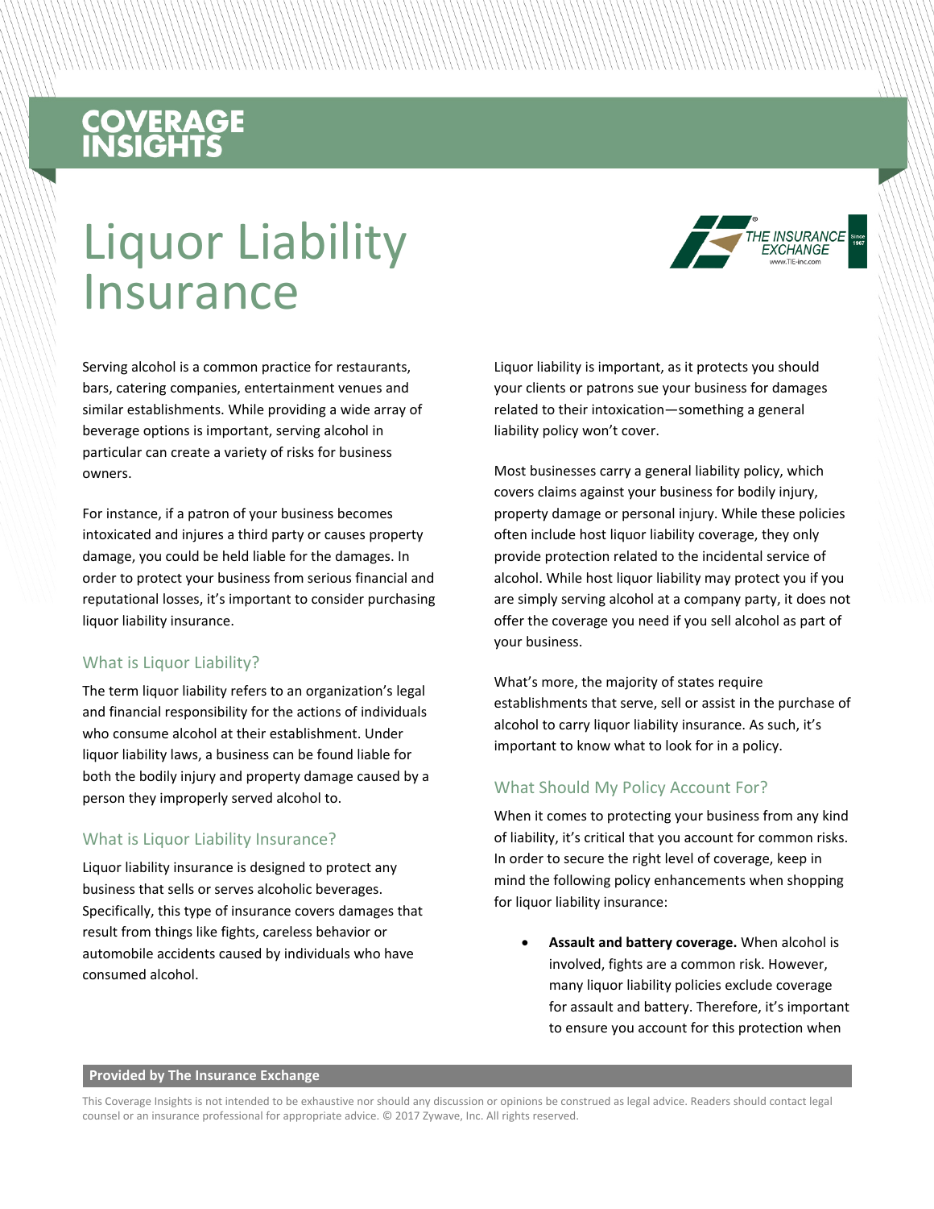COVERAGE INSIGHTS

# Liquor Liability Insurance

Serving alcohol is a common practice for restaurants, bars, catering companies, entertainment venues and similar establishments. While providing a wide array of beverage options is important, serving alcohol in particular can create a variety of risks for business owners.

For instance, if a patron of your business becomes intoxicated and injures a third party or causes property damage, you could be held liable for the damages. In order to protect your business from serious financial and reputational losses, it's important to consider purchasing liquor liability insurance.

## What is Liquor Liability?

The term liquor liability refers to an organization's legal and financial responsibility for the actions of individuals who consume alcohol at their establishment. Under liquor liability laws, a business can be found liable for both the bodily injury and property damage caused by a person they improperly served alcohol to.

## What is Liquor Liability Insurance?

Liquor liability insurance is designed to protect any business that sells or serves alcoholic beverages. Specifically, this type of insurance covers damages that result from things like fights, careless behavior or automobile accidents caused by individuals who have consumed alcohol.

Liquor liability is important, as it protects you should your clients or patrons sue your business for damages related to their intoxication—something a general liability policy won't cover.

Most businesses carry a general liability policy, which covers claims against your business for bodily injury, property damage or personal injury. While these policies often include host liquor liability coverage, they only provide protection related to the incidental service of alcohol. While host liquor liability may protect you if you are simply serving alcohol at a company party, it does not offer the coverage you need if you sell alcohol as part of your business.

What's more, the majority of states require establishments that serve, sell or assist in the purchase of alcohol to carry liquor liability insurance. As such, it's important to know what to look for in a policy.

## What Should My Policy Account For?

When it comes to protecting your business from any kind of liability, it's critical that you account for common risks. In order to secure the right level of coverage, keep in mind the following policy enhancements when shopping for liquor liability insurance:

- **Assault and battery coverage.** When alcohol is involved, fights are a common risk. However, many liquor liability policies exclude coverage for assault and battery. Therefore, it's important to ensure you account for this protection when

**Provided by The Insurance Exchange**

This Coverage Insights is not intended to be exhaustive nor should any discussion or opinions be construed as legal advice. Readers should contact legal counsel or an insurance professional for appropriate advice. © 2017 Zywave, Inc. All rights reserved.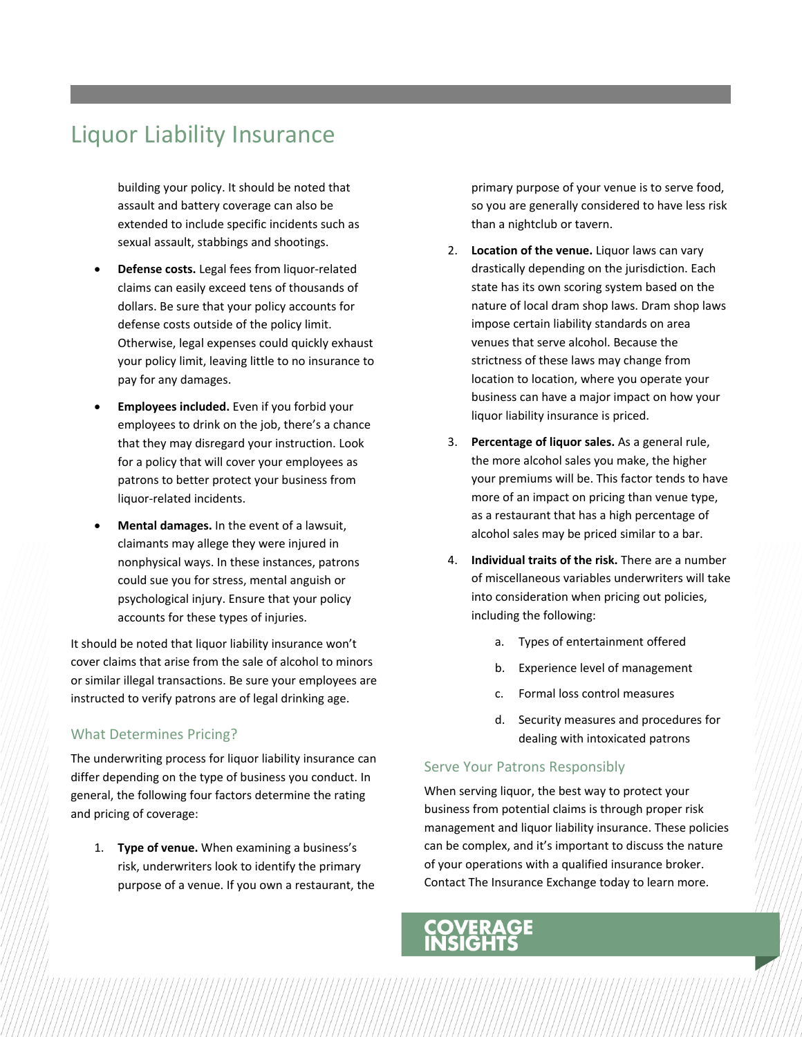# Liquor Liability Insurance

building your policy. It should be noted that assault and battery coverage can also be extended to include specific incidents such as sexual assault, stabbings and shootings.

- **Defense costs.** Legal fees from liquor-related claims can easily exceed tens of thousands of dollars. Be sure that your policy accounts for defense costs outside of the policy limit. Otherwise, legal expenses could quickly exhaust your policy limit, leaving little to no insurance to pay for any damages.
- **Employees included.** Even if you forbid your employees to drink on the job, there's a chance that they may disregard your instruction. Look for a policy that will cover your employees as patrons to better protect your business from liquor-related incidents.
- **Mental damages.** In the event of a lawsuit, claimants may allege they were injured in nonphysical ways. In these instances, patrons could sue you for stress, mental anguish or psychological injury. Ensure that your policy accounts for these types of injuries.

It should be noted that liquor liability insurance won't cover claims that arise from the sale of alcohol to minors or similar illegal transactions. Be sure your employees are instructed to verify patrons are of legal drinking age.

## What Determines Pricing?

The underwriting process for liquor liability insurance can differ depending on the type of business you conduct. In general, the following four factors determine the rating and pricing of coverage:

1. **Type of venue.** When examining a business's risk, underwriters look to identify the primary purpose of a venue. If you own a restaurant, the primary purpose of your venue is to serve food, so you are generally considered to have less risk than a nightclub or tavern.
2. **Location of the venue.** Liquor laws can vary drastically depending on the jurisdiction. Each state has its own scoring system based on the nature of local dram shop laws. Dram shop laws impose certain liability standards on area venues that serve alcohol. Because the strictness of these laws may change from location to location, where you operate your business can have a major impact on how your liquor liability insurance is priced.
3. **Percentage of liquor sales.** As a general rule, the more alcohol sales you make, the higher your premiums will be. This factor tends to have more of an impact on pricing than venue type, as a restaurant that has a high percentage of alcohol sales may be priced similar to a bar.
4. **Individual traits of the risk.** There are a number of miscellaneous variables underwriters will take into consideration when pricing out policies, including the following:
    a. Types of entertainment offered
    b. Experience level of management
    c. Formal loss control measures
    d. Security measures and procedures for dealing with intoxicated patrons

## Serve Your Patrons Responsibly

When serving liquor, the best way to protect your business from potential claims is through proper risk management and liquor liability insurance. These policies can be complex, and it's important to discuss the nature of your operations with a qualified insurance broker. Contact The Insurance Exchange today to learn more.

COVERAGE INSIGHTS